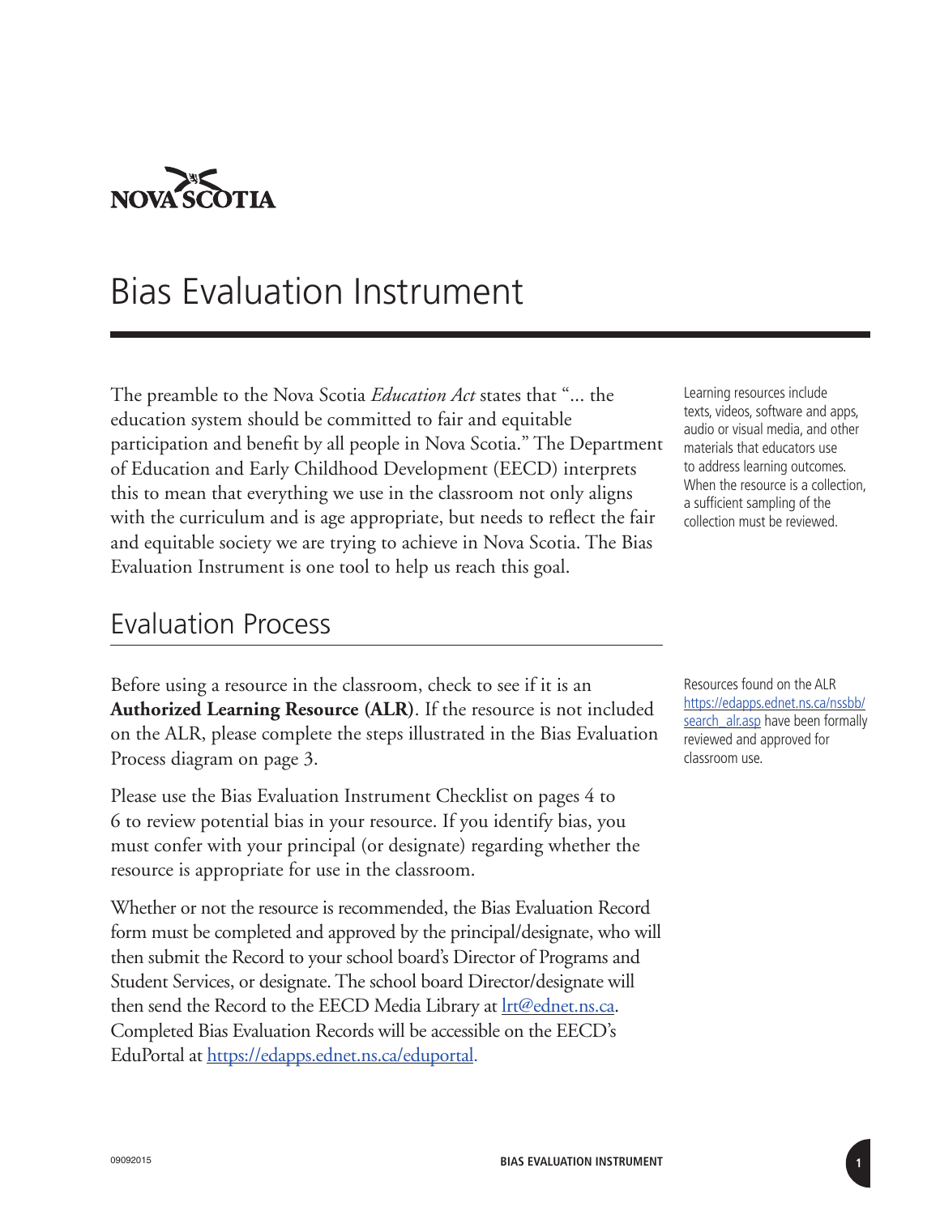NOVA SCOTIA

# Bias Evaluation Instrument

The preamble to the Nova Scotia *Education Act* states that "... the education system should be committed to fair and equitable participation and benefit by all people in Nova Scotia." The Department of Education and Early Childhood Development (EECD) interprets this to mean that everything we use in the classroom not only aligns with the curriculum and is age appropriate, but needs to reflect the fair and equitable society we are trying to achieve in Nova Scotia. The Bias Evaluation Instrument is one tool to help us reach this goal.

Learning resources include texts, videos, software and apps, audio or visual media, and other materials that educators use to address learning outcomes. When the resource is a collection, a sufficient sampling of the collection must be reviewed.

## Evaluation Process

Before using a resource in the classroom, check to see if it is an **Authorized Learning Resource (ALR)**. If the resource is not included on the ALR, please complete the steps illustrated in the Bias Evaluation Process diagram on page 3.

Resources found on the ALR [https://edapps.ednet.ns.ca/nssbb/search_alr.asp](https://edapps.ednet.ns.ca/nssbb/search_alr.asp) have been formally reviewed and approved for classroom use.

Please use the Bias Evaluation Instrument Checklist on pages 4 to 6 to review potential bias in your resource. If you identify bias, you must confer with your principal (or designate) regarding whether the resource is appropriate for use in the classroom.

Whether or not the resource is recommended, the Bias Evaluation Record form must be completed and approved by the principal/designate, who will then submit the Record to your school board's Director of Programs and Student Services, or designate. The school board Director/designate will then send the Record to the EECD Media Library at [lrt@ednet.ns.ca](mailto:lrt@ednet.ns.ca). Completed Bias Evaluation Records will be accessible on the EECD's EduPortal at [https://edapps.ednet.ns.ca/eduportal](https://edapps.ednet.ns.ca/eduportal).

09092015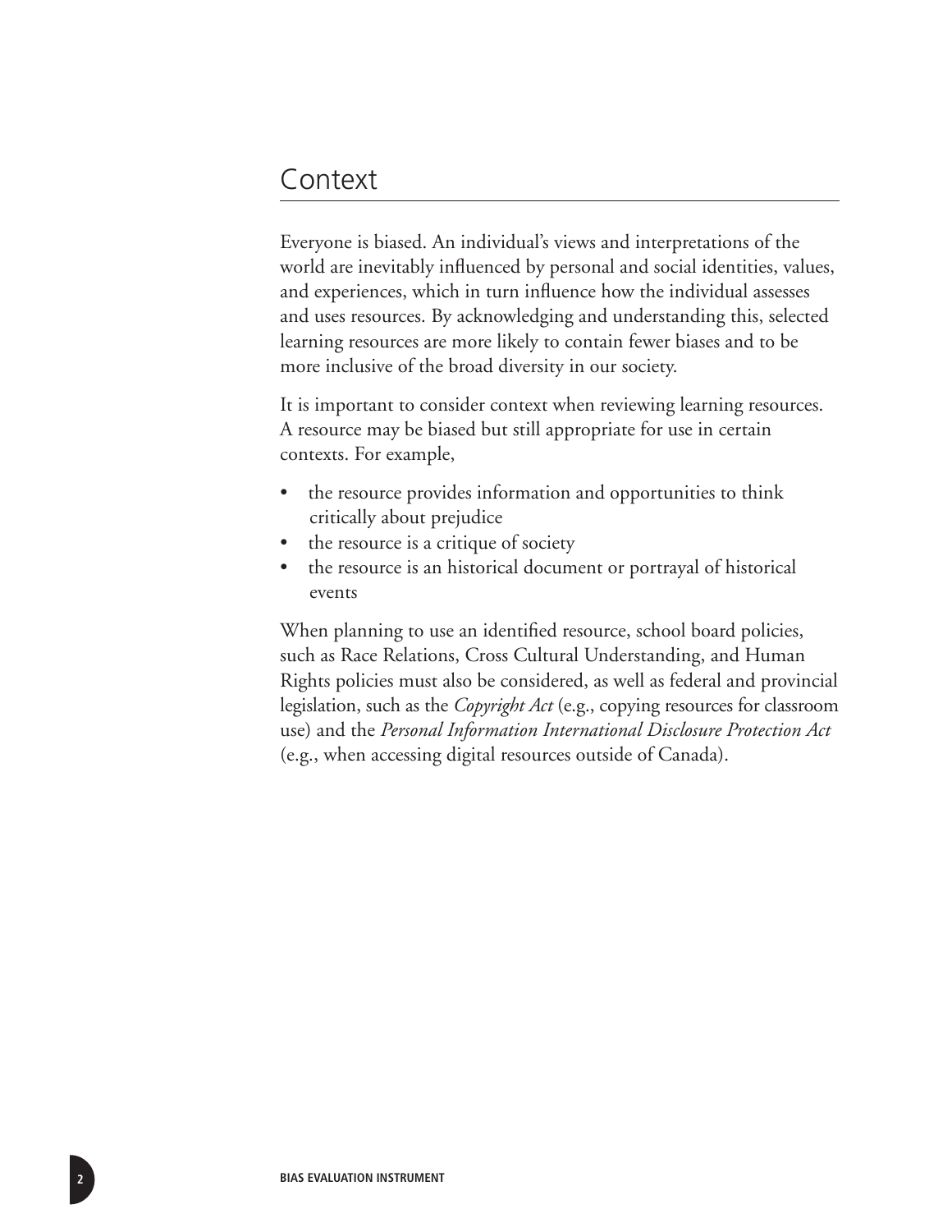## Context

Everyone is biased. An individual's views and interpretations of the world are inevitably influenced by personal and social identities, values, and experiences, which in turn influence how the individual assesses and uses resources. By acknowledging and understanding this, selected learning resources are more likely to contain fewer biases and to be more inclusive of the broad diversity in our society.

It is important to consider context when reviewing learning resources. A resource may be biased but still appropriate for use in certain contexts. For example,

- the resource provides information and opportunities to think critically about prejudice
- the resource is a critique of society
- the resource is an historical document or portrayal of historical events

When planning to use an identified resource, school board policies, such as Race Relations, Cross Cultural Understanding, and Human Rights policies must also be considered, as well as federal and provincial legislation, such as the *Copyright Act* (e.g., copying resources for classroom use) and the *Personal Information International Disclosure Protection Act* (e.g., when accessing digital resources outside of Canada).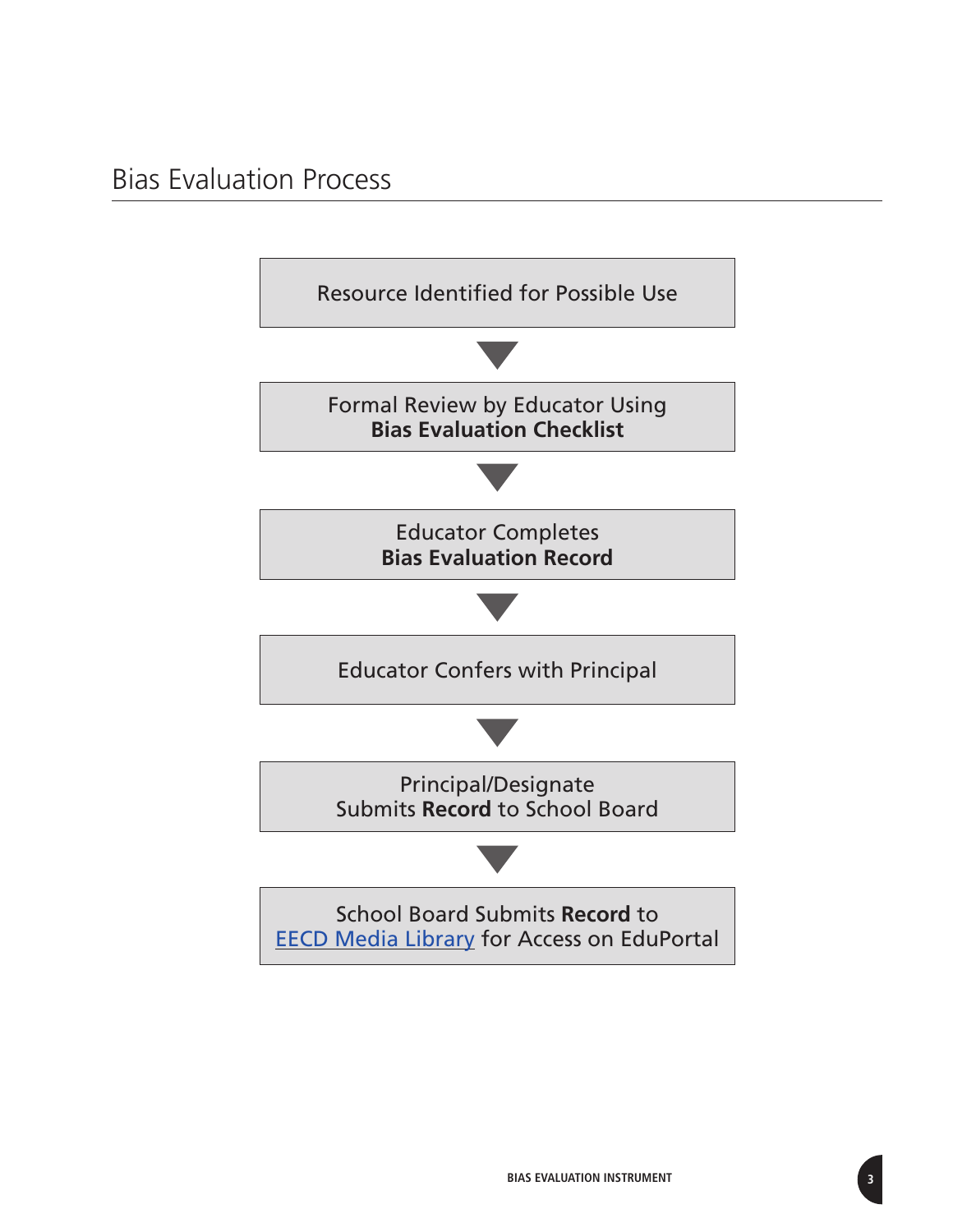## Bias Evaluation Process

Resource Identified for Possible Use

▼

Formal Review by Educator Using **Bias Evaluation Checklist**

▼

Educator Completes **Bias Evaluation Record**

▼

Educator Confers with Principal

▼

Principal/Designate Submits **Record** to School Board

▼

School Board Submits **Record** to EECD Media Library for Access on EduPortal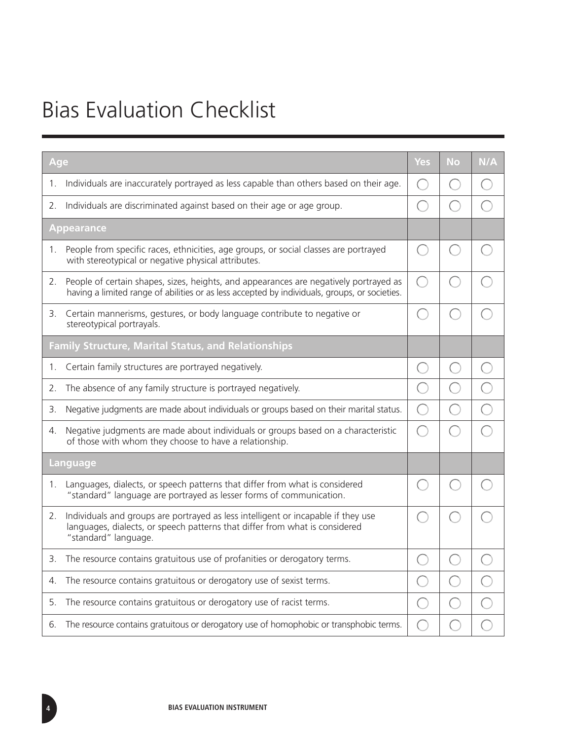# Bias Evaluation Checklist

| Age | Yes | No | N/A |
|---|---|---|---|
| 1. Individuals are inaccurately portrayed as less capable than others based on their age. | ◯ | ◯ | ◯ |
| 2. Individuals are discriminated against based on their age or age group. | ◯ | ◯ | ◯ |
| **Appearance** | | | |
| 1. People from specific races, ethnicities, age groups, or social classes are portrayed with stereotypical or negative physical attributes. | ◯ | ◯ | ◯ |
| 2. People of certain shapes, sizes, heights, and appearances are negatively portrayed as having a limited range of abilities or as less accepted by individuals, groups, or societies. | ◯ | ◯ | ◯ |
| 3. Certain mannerisms, gestures, or body language contribute to negative or stereotypical portrayals. | ◯ | ◯ | ◯ |
| **Family Structure, Marital Status, and Relationships** | | | |
| 1. Certain family structures are portrayed negatively. | ◯ | ◯ | ◯ |
| 2. The absence of any family structure is portrayed negatively. | ◯ | ◯ | ◯ |
| 3. Negative judgments are made about individuals or groups based on their marital status. | ◯ | ◯ | ◯ |
| 4. Negative judgments are made about individuals or groups based on a characteristic of those with whom they choose to have a relationship. | ◯ | ◯ | ◯ |
| **Language** | | | |
| 1. Languages, dialects, or speech patterns that differ from what is considered "standard" language are portrayed as lesser forms of communication. | ◯ | ◯ | ◯ |
| 2. Individuals and groups are portrayed as less intelligent or incapable if they use languages, dialects, or speech patterns that differ from what is considered "standard" language. | ◯ | ◯ | ◯ |
| 3. The resource contains gratuitous use of profanities or derogatory terms. | ◯ | ◯ | ◯ |
| 4. The resource contains gratuitous or derogatory use of sexist terms. | ◯ | ◯ | ◯ |
| 5. The resource contains gratuitous or derogatory use of racist terms. | ◯ | ◯ | ◯ |
| 6. The resource contains gratuitous or derogatory use of homophobic or transphobic terms. | ◯ | ◯ | ◯ |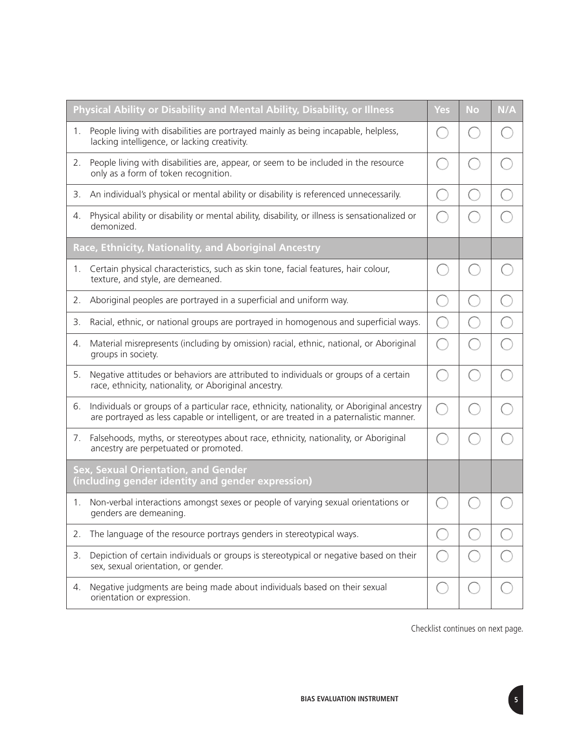| Physical Ability or Disability and Mental Ability, Disability, or Illness | Yes | No | N/A |
|---|---|---|---|
| 1. People living with disabilities are portrayed mainly as being incapable, helpless, lacking intelligence, or lacking creativity. | ◯ | ◯ | ◯ |
| 2. People living with disabilities are, appear, or seem to be included in the resource only as a form of token recognition. | ◯ | ◯ | ◯ |
| 3. An individual's physical or mental ability or disability is referenced unnecessarily. | ◯ | ◯ | ◯ |
| 4. Physical ability or disability or mental ability, disability, or illness is sensationalized or demonized. | ◯ | ◯ | ◯ |
| **Race, Ethnicity, Nationality, and Aboriginal Ancestry** | | | |
| 1. Certain physical characteristics, such as skin tone, facial features, hair colour, texture, and style, are demeaned. | ◯ | ◯ | ◯ |
| 2. Aboriginal peoples are portrayed in a superficial and uniform way. | ◯ | ◯ | ◯ |
| 3. Racial, ethnic, or national groups are portrayed in homogenous and superficial ways. | ◯ | ◯ | ◯ |
| 4. Material misrepresents (including by omission) racial, ethnic, national, or Aboriginal groups in society. | ◯ | ◯ | ◯ |
| 5. Negative attitudes or behaviors are attributed to individuals or groups of a certain race, ethnicity, nationality, or Aboriginal ancestry. | ◯ | ◯ | ◯ |
| 6. Individuals or groups of a particular race, ethnicity, nationality, or Aboriginal ancestry are portrayed as less capable or intelligent, or are treated in a paternalistic manner. | ◯ | ◯ | ◯ |
| 7. Falsehoods, myths, or stereotypes about race, ethnicity, nationality, or Aboriginal ancestry are perpetuated or promoted. | ◯ | ◯ | ◯ |
| **Sex, Sexual Orientation, and Gender (including gender identity and gender expression)** | | | |
| 1. Non-verbal interactions amongst sexes or people of varying sexual orientations or genders are demeaning. | ◯ | ◯ | ◯ |
| 2. The language of the resource portrays genders in stereotypical ways. | ◯ | ◯ | ◯ |
| 3. Depiction of certain individuals or groups is stereotypical or negative based on their sex, sexual orientation, or gender. | ◯ | ◯ | ◯ |
| 4. Negative judgments are being made about individuals based on their sexual orientation or expression. | ◯ | ◯ | ◯ |

Checklist continues on next page.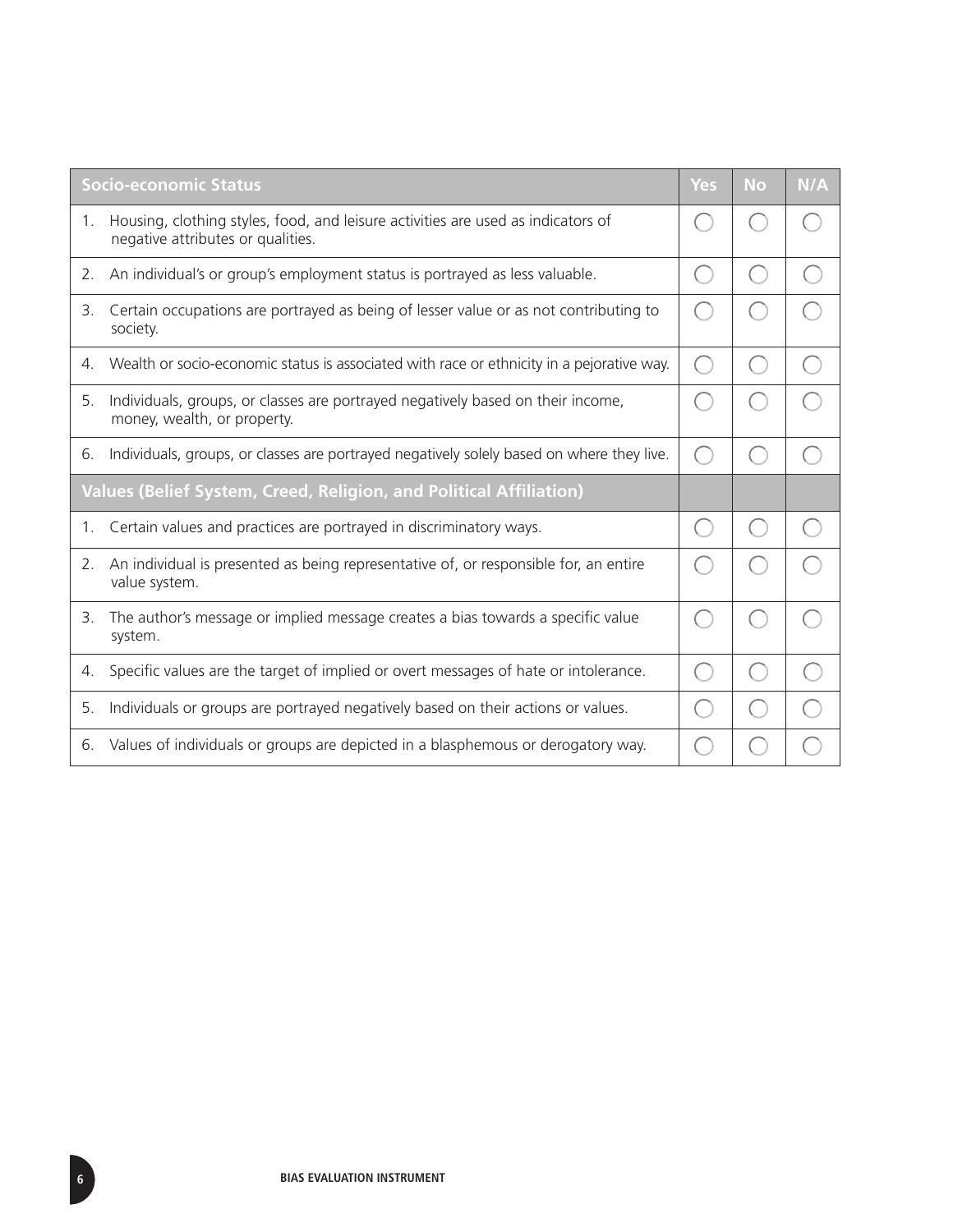| Socio-economic Status | Yes | No | N/A |
| --- | --- | --- | --- |
| 1. Housing, clothing styles, food, and leisure activities are used as indicators of negative attributes or qualities. | ◯ | ◯ | ◯ |
| 2. An individual's or group's employment status is portrayed as less valuable. | ◯ | ◯ | ◯ |
| 3. Certain occupations are portrayed as being of lesser value or as not contributing to society. | ◯ | ◯ | ◯ |
| 4. Wealth or socio-economic status is associated with race or ethnicity in a pejorative way. | ◯ | ◯ | ◯ |
| 5. Individuals, groups, or classes are portrayed negatively based on their income, money, wealth, or property. | ◯ | ◯ | ◯ |
| 6. Individuals, groups, or classes are portrayed negatively solely based on where they live. | ◯ | ◯ | ◯ |
| **Values (Belief System, Creed, Religion, and Political Affiliation)** | | | |
| 1. Certain values and practices are portrayed in discriminatory ways. | ◯ | ◯ | ◯ |
| 2. An individual is presented as being representative of, or responsible for, an entire value system. | ◯ | ◯ | ◯ |
| 3. The author's message or implied message creates a bias towards a specific value system. | ◯ | ◯ | ◯ |
| 4. Specific values are the target of implied or overt messages of hate or intolerance. | ◯ | ◯ | ◯ |
| 5. Individuals or groups are portrayed negatively based on their actions or values. | ◯ | ◯ | ◯ |
| 6. Values of individuals or groups are depicted in a blasphemous or derogatory way. | ◯ | ◯ | ◯ |